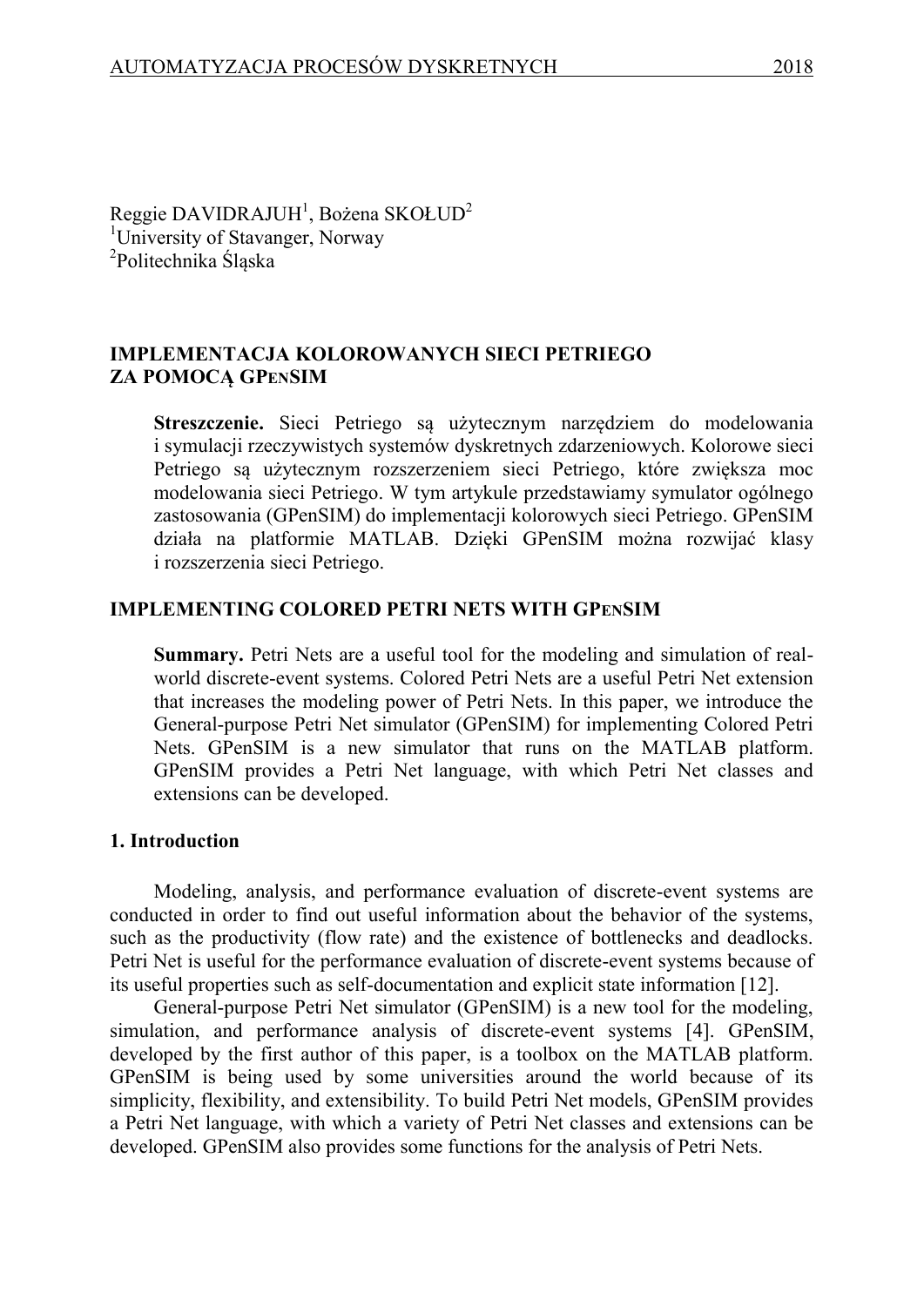Reggie DAVIDRAJUH[1], Bożena SKOŁUD[2]
[1]University of Stavanger, Norway
[2]Politechnika Śląska

# IMPLEMENTACJA KOLOROWANYCH SIECI PETRIEGO ZA POMOCĄ GPENSIM

**Streszczenie.** Sieci Petriego są użytecznym narzędziem do modelowania i symulacji rzeczywistych systemów dyskretnych zdarzeniowych. Kolorowe sieci Petriego są użytecznym rozszerzeniem sieci Petriego, które zwiększa moc modelowania sieci Petriego. W tym artykule przedstawiamy symulator ogólnego zastosowania (GPenSIM) do implementacji kolorowych sieci Petriego. GPenSIM działa na platformie MATLAB. Dzięki GPenSIM można rozwijać klasy i rozszerzenia sieci Petriego.

# IMPLEMENTING COLORED PETRI NETS WITH GPENSIM

**Summary.** Petri Nets are a useful tool for the modeling and simulation of real-world discrete-event systems. Colored Petri Nets are a useful Petri Net extension that increases the modeling power of Petri Nets. In this paper, we introduce the General-purpose Petri Net simulator (GPenSIM) for implementing Colored Petri Nets. GPenSIM is a new simulator that runs on the MATLAB platform. GPenSIM provides a Petri Net language, with which Petri Net classes and extensions can be developed.

## 1. Introduction

Modeling, analysis, and performance evaluation of discrete-event systems are conducted in order to find out useful information about the behavior of the systems, such as the productivity (flow rate) and the existence of bottlenecks and deadlocks. Petri Net is useful for the performance evaluation of discrete-event systems because of its useful properties such as self-documentation and explicit state information [12].

General-purpose Petri Net simulator (GPenSIM) is a new tool for the modeling, simulation, and performance analysis of discrete-event systems [4]. GPenSIM, developed by the first author of this paper, is a toolbox on the MATLAB platform. GPenSIM is being used by some universities around the world because of its simplicity, flexibility, and extensibility. To build Petri Net models, GPenSIM provides a Petri Net language, with which a variety of Petri Net classes and extensions can be developed. GPenSIM also provides some functions for the analysis of Petri Nets.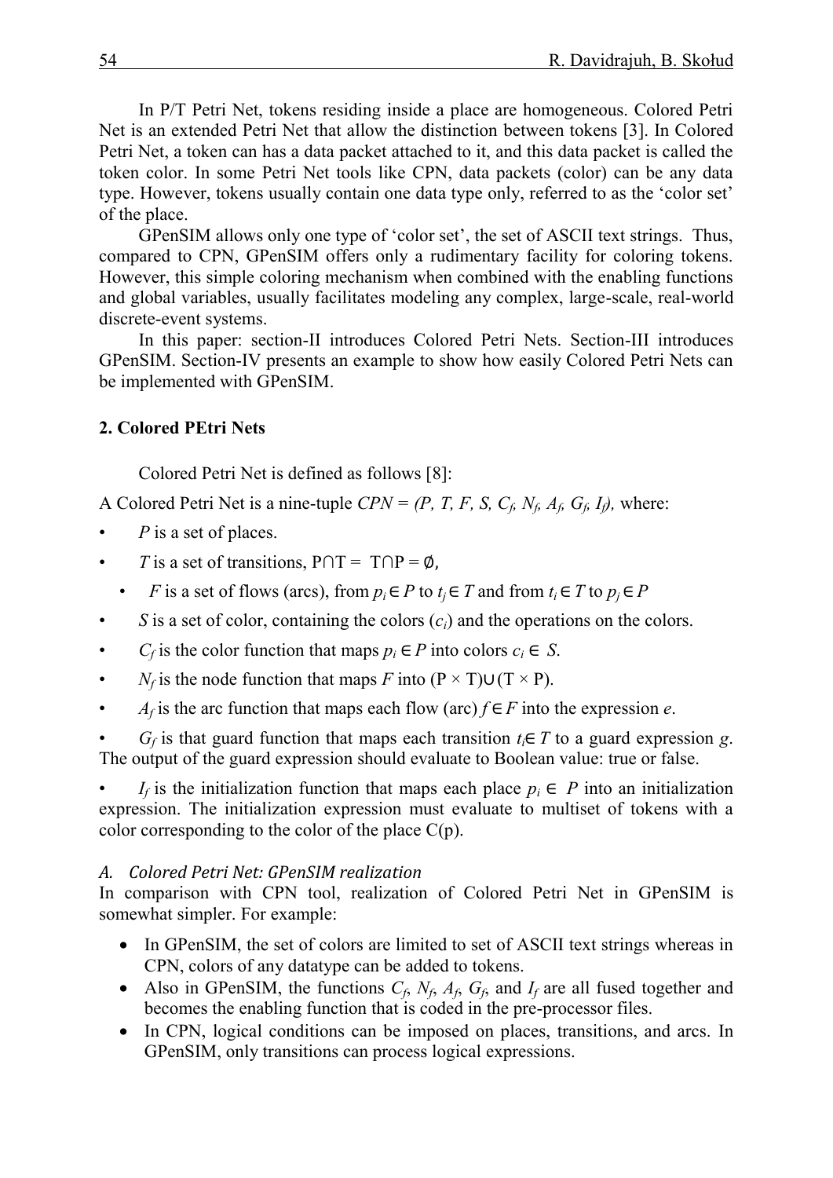In P/T Petri Net, tokens residing inside a place are homogeneous. Colored Petri Net is an extended Petri Net that allow the distinction between tokens [3]. In Colored Petri Net, a token can has a data packet attached to it, and this data packet is called the token color. In some Petri Net tools like CPN, data packets (color) can be any data type. However, tokens usually contain one data type only, referred to as the 'color set' of the place.

GPenSIM allows only one type of 'color set', the set of ASCII text strings. Thus, compared to CPN, GPenSIM offers only a rudimentary facility for coloring tokens. However, this simple coloring mechanism when combined with the enabling functions and global variables, usually facilitates modeling any complex, large-scale, real-world discrete-event systems.

In this paper: section-II introduces Colored Petri Nets. Section-III introduces GPenSIM. Section-IV presents an example to show how easily Colored Petri Nets can be implemented with GPenSIM.

## 2. Colored PEtri Nets

Colored Petri Net is defined as follows [8]:

A Colored Petri Net is a nine-tuple $CPN = (P, T, F, S, C_f, N_f, A_f, G_f, I_f)$, where:

- $P$ is a set of places.
- $T$ is a set of transitions, $P \cap T = T \cap P = \emptyset$,
- $F$ is a set of flows (arcs), from $p_i \in P$ to $t_j \in T$ and from $t_i \in T$ to $p_j \in P$
- $S$ is a set of color, containing the colors ($c_i$) and the operations on the colors.
- $C_f$ is the color function that maps $p_i \in P$ into colors $c_i \in S$.
- $N_f$ is the node function that maps $F$ into $(P \times T) \cup (T \times P)$.
- $A_f$ is the arc function that maps each flow (arc) $f \in F$ into the expression $e$.
- $G_f$ is that guard function that maps each transition $t_i \in T$ to a guard expression $g$. The output of the guard expression should evaluate to Boolean value: true or false.
- $I_f$ is the initialization function that maps each place $p_i \in P$ into an initialization expression. The initialization expression must evaluate to multiset of tokens with a color corresponding to the color of the place C(p).

### A. Colored Petri Net: GPenSIM realization

In comparison with CPN tool, realization of Colored Petri Net in GPenSIM is somewhat simpler. For example:

- In GPenSIM, the set of colors are limited to set of ASCII text strings whereas in CPN, colors of any datatype can be added to tokens.
- Also in GPenSIM, the functions $C_f$, $N_f$, $A_f$, $G_f$, and $I_f$ are all fused together and becomes the enabling function that is coded in the pre-processor files.
- In CPN, logical conditions can be imposed on places, transitions, and arcs. In GPenSIM, only transitions can process logical expressions.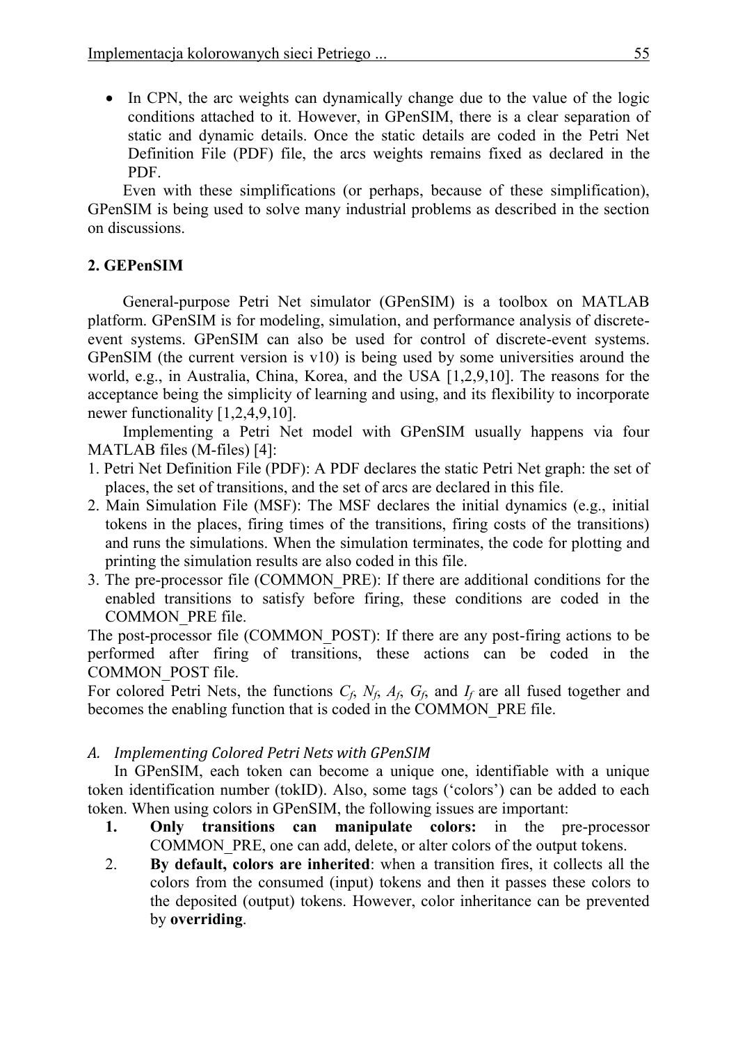- In CPN, the arc weights can dynamically change due to the value of the logic conditions attached to it. However, in GPenSIM, there is a clear separation of static and dynamic details. Once the static details are coded in the Petri Net Definition File (PDF) file, the arcs weights remains fixed as declared in the PDF.

Even with these simplifications (or perhaps, because of these simplification), GPenSIM is being used to solve many industrial problems as described in the section on discussions.

## 2. GEPenSIM

General-purpose Petri Net simulator (GPenSIM) is a toolbox on MATLAB platform. GPenSIM is for modeling, simulation, and performance analysis of discrete-event systems. GPenSIM can also be used for control of discrete-event systems. GPenSIM (the current version is v10) is being used by some universities around the world, e.g., in Australia, China, Korea, and the USA [1,2,9,10]. The reasons for the acceptance being the simplicity of learning and using, and its flexibility to incorporate newer functionality [1,2,4,9,10].

Implementing a Petri Net model with GPenSIM usually happens via four MATLAB files (M-files) [4]:

1. Petri Net Definition File (PDF): A PDF declares the static Petri Net graph: the set of places, the set of transitions, and the set of arcs are declared in this file.
2. Main Simulation File (MSF): The MSF declares the initial dynamics (e.g., initial tokens in the places, firing times of the transitions, firing costs of the transitions) and runs the simulations. When the simulation terminates, the code for plotting and printing the simulation results are also coded in this file.
3. The pre-processor file (COMMON_PRE): If there are additional conditions for the enabled transitions to satisfy before firing, these conditions are coded in the COMMON_PRE file.

The post-processor file (COMMON_POST): If there are any post-firing actions to be performed after firing of transitions, these actions can be coded in the COMMON_POST file.

For colored Petri Nets, the functions $C_f$, $N_f$, $A_f$, $G_f$, and $I_f$ are all fused together and becomes the enabling function that is coded in the COMMON_PRE file.

### *A. Implementing Colored Petri Nets with GPenSIM*

In GPenSIM, each token can become a unique one, identifiable with a unique token identification number (tokID). Also, some tags ('colors') can be added to each token. When using colors in GPenSIM, the following issues are important:

1. **Only transitions can manipulate colors:** in the pre-processor COMMON_PRE, one can add, delete, or alter colors of the output tokens.
2. **By default, colors are inherited**: when a transition fires, it collects all the colors from the consumed (input) tokens and then it passes these colors to the deposited (output) tokens. However, color inheritance can be prevented by **overriding**.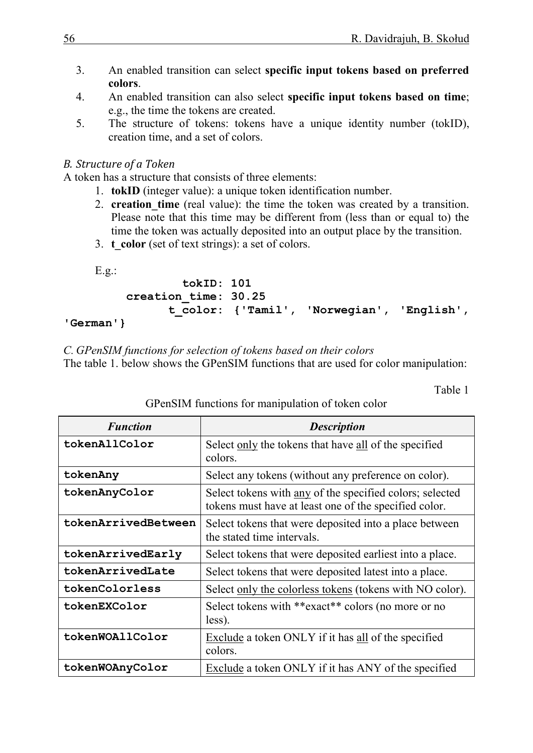3. An enabled transition can select **specific input tokens based on preferred colors**.
4. An enabled transition can also select **specific input tokens based on time**; e.g., the time the tokens are created.
5. The structure of tokens: tokens have a unique identity number (tokID), creation time, and a set of colors.

### *B. Structure of a Token*

A token has a structure that consists of three elements:

1. **tokID** (integer value): a unique token identification number.
2. **creation_time** (real value): the time the token was created by a transition. Please note that this time may be different from (less than or equal to) the time the token was actually deposited into an output place by the transition.
3. **t_color** (set of text strings): a set of colors.

E.g.:

```
         tokID: 101
 creation_time: 30.25
       t_color: {'Tamil', 'Norwegian', 'English', 'German'}
```

### *C. GPenSIM functions for selection of tokens based on their colors*

The table 1. below shows the GPenSIM functions that are used for color manipulation:

Table 1

GPenSIM functions for manipulation of token color

| *Function* | *Description* |
|---|---|
| **tokenAllColor** | Select only the tokens that have all of the specified colors. |
| **tokenAny** | Select any tokens (without any preference on color). |
| **tokenAnyColor** | Select tokens with any of the specified colors; selected tokens must have at least one of the specified color. |
| **tokenArrivedBetween** | Select tokens that were deposited into a place between the stated time intervals. |
| **tokenArrivedEarly** | Select tokens that were deposited earliest into a place. |
| **tokenArrivedLate** | Select tokens that were deposited latest into a place. |
| **tokenColorless** | Select only the colorless tokens (tokens with NO color). |
| **tokenEXColor** | Select tokens with **exact** colors (no more or no less). |
| **tokenWOAllColor** | Exclude a token ONLY if it has all of the specified colors. |
| **tokenWOAnyColor** | Exclude a token ONLY if it has ANY of the specified |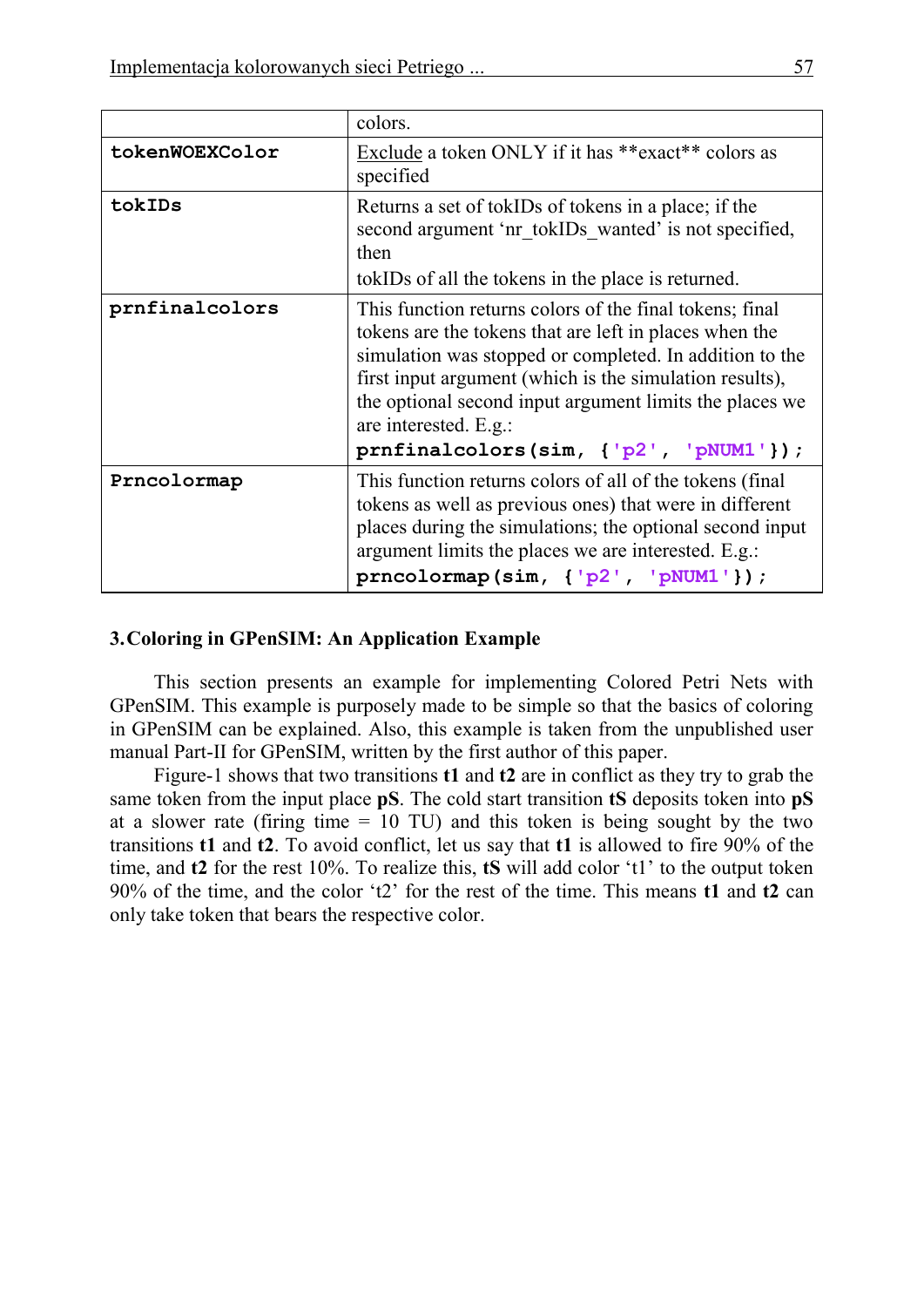| | |
|---|---|
| | colors. |
| **tokenWOEXColor** | Exclude a token ONLY if it has \*\*exact\*\* colors as specified |
| **tokIDs** | Returns a set of tokIDs of tokens in a place; if the second argument 'nr_tokIDs_wanted' is not specified, then<br>tokIDs of all the tokens in the place is returned. |
| **prnfinalcolors** | This function returns colors of the final tokens; final tokens are the tokens that are left in places when the simulation was stopped or completed. In addition to the first input argument (which is the simulation results), the optional second input argument limits the places we are interested. E.g.:<br>`prnfinalcolors(sim, {'p2', 'pNUM1'});` |
| **Prncolormap** | This function returns colors of all of the tokens (final tokens as well as previous ones) that were in different places during the simulations; the optional second input argument limits the places we are interested. E.g.:<br>`prncolormap(sim, {'p2', 'pNUM1'});` |

### 3. Coloring in GPenSIM: An Application Example

This section presents an example for implementing Colored Petri Nets with GPenSIM. This example is purposely made to be simple so that the basics of coloring in GPenSIM can be explained. Also, this example is taken from the unpublished user manual Part-II for GPenSIM, written by the first author of this paper.

Figure-1 shows that two transitions **t1** and **t2** are in conflict as they try to grab the same token from the input place **pS**. The cold start transition **tS** deposits token into **pS** at a slower rate (firing time = 10 TU) and this token is being sought by the two transitions **t1** and **t2**. To avoid conflict, let us say that **t1** is allowed to fire 90% of the time, and **t2** for the rest 10%. To realize this, **tS** will add color 't1' to the output token 90% of the time, and the color 't2' for the rest of the time. This means **t1** and **t2** can only take token that bears the respective color.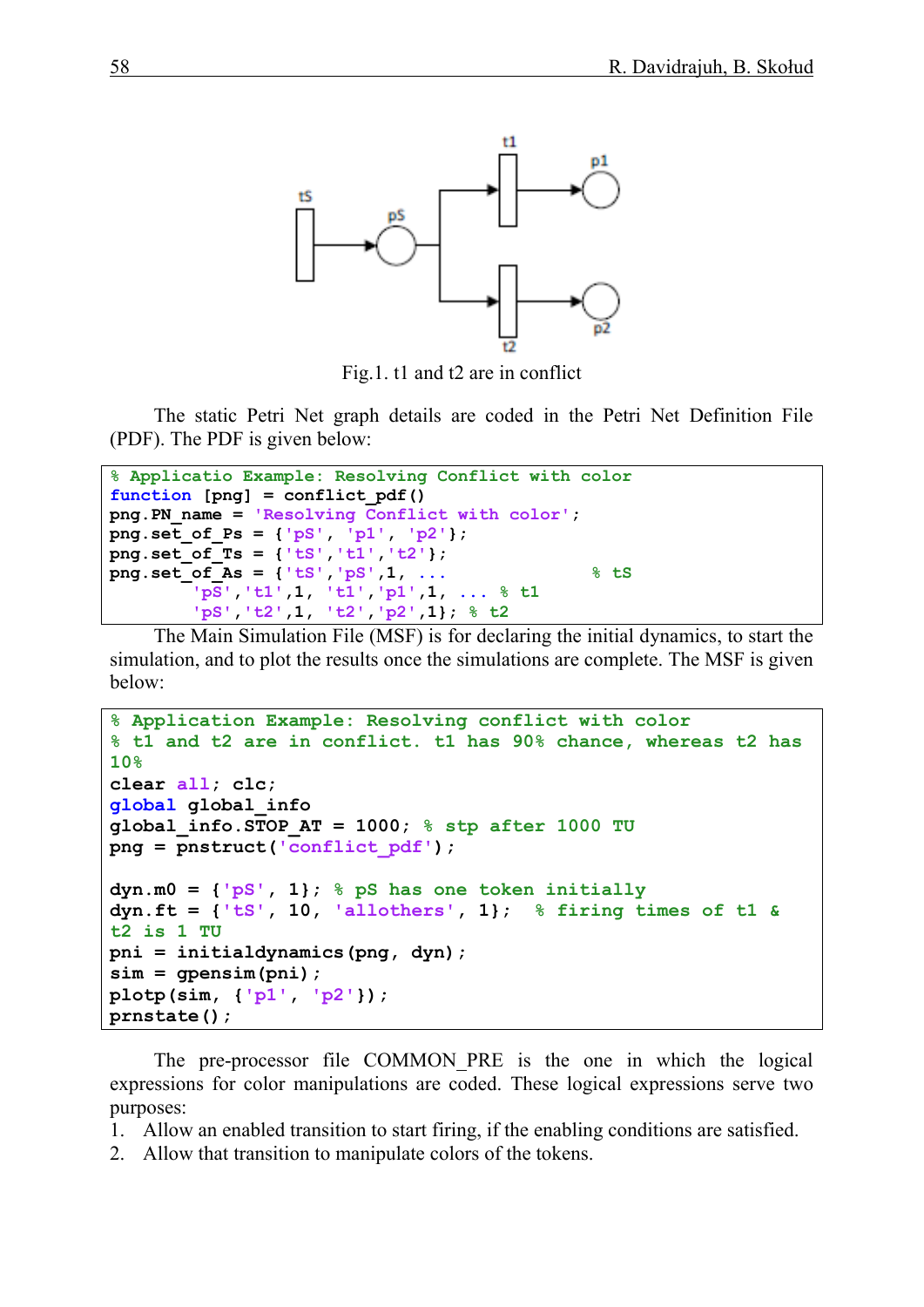Fig.1. t1 and t2 are in conflict

The static Petri Net graph details are coded in the Petri Net Definition File (PDF). The PDF is given below:

```
% Applicatio Example: Resolving Conflict with color
function [png] = conflict_pdf()
png.PN_name = 'Resolving Conflict with color';
png.set_of_Ps = {'pS', 'p1', 'p2'};
png.set_of_Ts = {'tS','t1','t2'};
png.set_of_As = {'tS','pS',1, ...                % tS
        'pS','t1',1, 't1','p1',1, ... % t1
        'pS','t2',1, 't2','p2',1}; % t2
```

The Main Simulation File (MSF) is for declaring the initial dynamics, to start the simulation, and to plot the results once the simulations are complete. The MSF is given below:

```
% Application Example: Resolving conflict with color
% t1 and t2 are in conflict. t1 has 90% chance, whereas t2 has
10%
clear all; clc;
global global_info
global_info.STOP_AT = 1000; % stp after 1000 TU
png = pnstruct('conflict_pdf');

dyn.m0 = {'pS', 1}; % pS has one token initially
dyn.ft = {'tS', 10, 'allothers', 1};  % firing times of t1 &
t2 is 1 TU
pni = initialdynamics(png, dyn);
sim = gpensim(pni);
plotp(sim, {'p1', 'p2'});
prnstate();
```

The pre-processor file COMMON_PRE is the one in which the logical expressions for color manipulations are coded. These logical expressions serve two purposes:

1. Allow an enabled transition to start firing, if the enabling conditions are satisfied.
2. Allow that transition to manipulate colors of the tokens.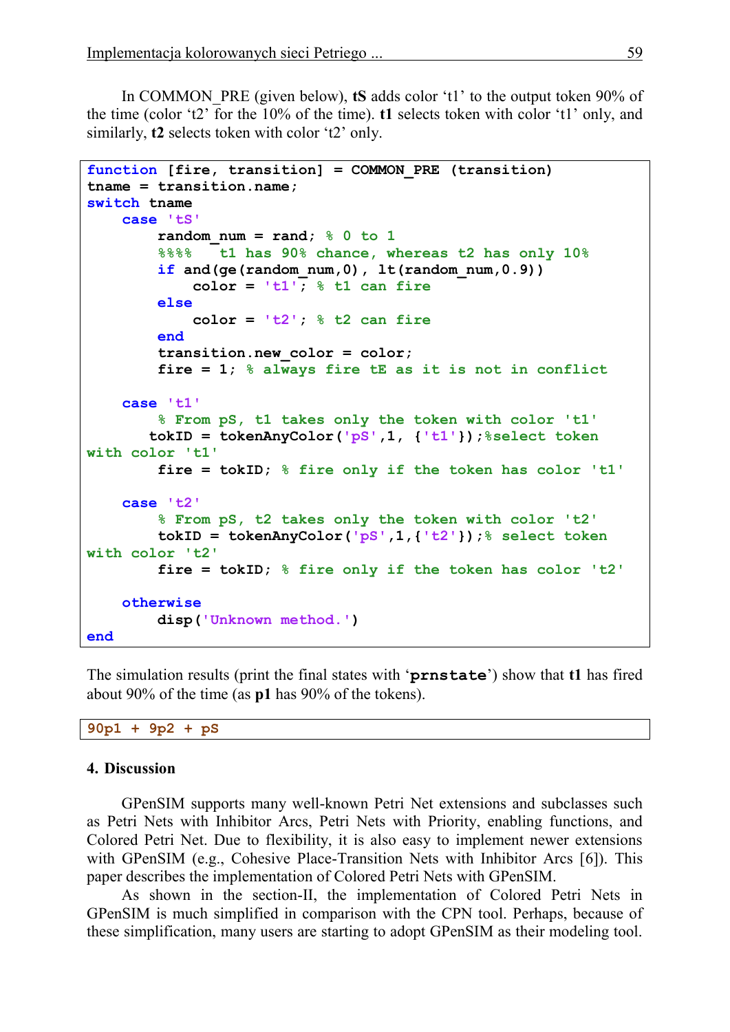In COMMON_PRE (given below), **tS** adds color ‘t1’ to the output token 90% of the time (color ‘t2’ for the 10% of the time). **t1** selects token with color ‘t1’ only, and similarly, **t2** selects token with color ‘t2’ only.

```
function [fire, transition] = COMMON_PRE (transition)
tname = transition.name;
switch tname
    case 'tS'
        random_num = rand; % 0 to 1
        %%%%   t1 has 90% chance, whereas t2 has only 10%
        if and(ge(random_num,0), lt(random_num,0.9))
            color = 't1'; % t1 can fire
        else
            color = 't2'; % t2 can fire
        end
        transition.new_color = color;
        fire = 1; % always fire tE as it is not in conflict

    case 't1'
        % From pS, t1 takes only the token with color 't1'
       tokID = tokenAnyColor('pS',1, {'t1'});%select token
with color 't1'
        fire = tokID; % fire only if the token has color 't1'

    case 't2'
        % From pS, t2 takes only the token with color 't2'
        tokID = tokenAnyColor('pS',1,{'t2'});% select token
with color 't2'
        fire = tokID; % fire only if the token has color 't2'

    otherwise
        disp('Unknown method.')
end
```

The simulation results (print the final states with ‘`prnstate`’) show that **t1** has fired about 90% of the time (as **p1** has 90% of the tokens).

```
90p1 + 9p2 + pS
```

### 4. Discussion

GPenSIM supports many well-known Petri Net extensions and subclasses such as Petri Nets with Inhibitor Arcs, Petri Nets with Priority, enabling functions, and Colored Petri Net. Due to flexibility, it is also easy to implement newer extensions with GPenSIM (e.g., Cohesive Place-Transition Nets with Inhibitor Arcs [6]). This paper describes the implementation of Colored Petri Nets with GPenSIM.

As shown in the section-II, the implementation of Colored Petri Nets in GPenSIM is much simplified in comparison with the CPN tool. Perhaps, because of these simplification, many users are starting to adopt GPenSIM as their modeling tool.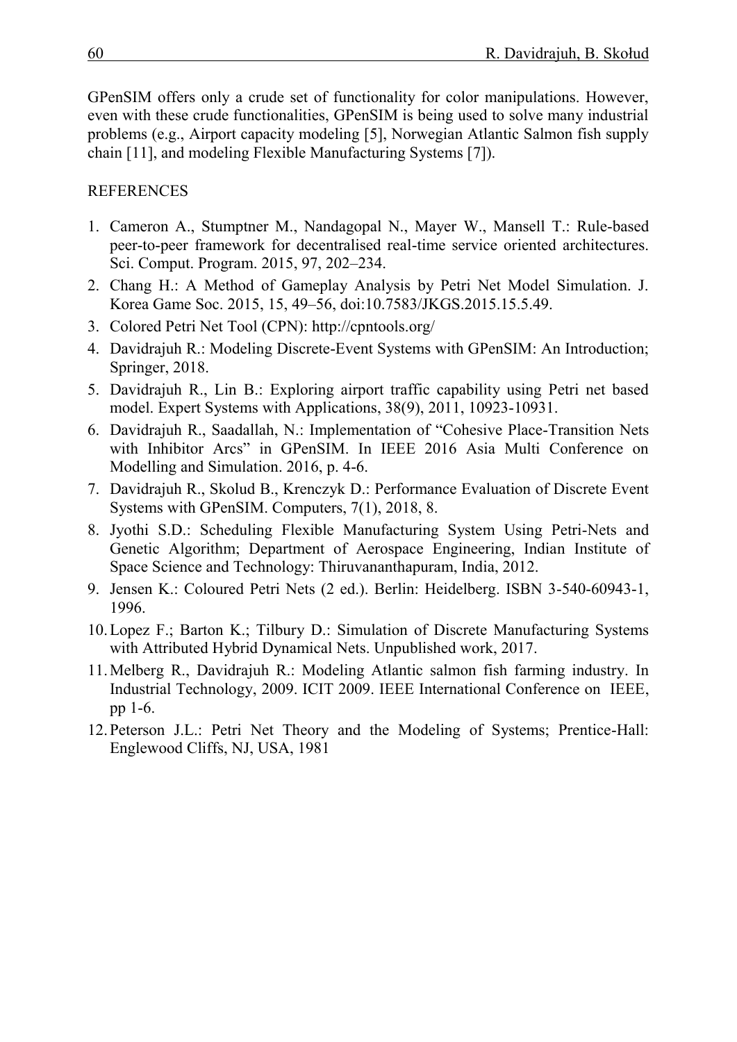GPenSIM offers only a crude set of functionality for color manipulations. However, even with these crude functionalities, GPenSIM is being used to solve many industrial problems (e.g., Airport capacity modeling [5], Norwegian Atlantic Salmon fish supply chain [11], and modeling Flexible Manufacturing Systems [7]).

## REFERENCES

1. Cameron A., Stumptner M., Nandagopal N., Mayer W., Mansell T.: Rule-based peer-to-peer framework for decentralised real-time service oriented architectures. Sci. Comput. Program. 2015, 97, 202–234.
2. Chang H.: A Method of Gameplay Analysis by Petri Net Model Simulation. J. Korea Game Soc. 2015, 15, 49–56, doi:10.7583/JKGS.2015.15.5.49.
3. Colored Petri Net Tool (CPN): http://cpntools.org/
4. Davidrajuh R.: Modeling Discrete-Event Systems with GPenSIM: An Introduction; Springer, 2018.
5. Davidrajuh R., Lin B.: Exploring airport traffic capability using Petri net based model. Expert Systems with Applications, 38(9), 2011, 10923-10931.
6. Davidrajuh R., Saadallah, N.: Implementation of "Cohesive Place-Transition Nets with Inhibitor Arcs" in GPenSIM. In IEEE 2016 Asia Multi Conference on Modelling and Simulation. 2016, p. 4-6.
7. Davidrajuh R., Skolud B., Krenczyk D.: Performance Evaluation of Discrete Event Systems with GPenSIM. Computers, 7(1), 2018, 8.
8. Jyothi S.D.: Scheduling Flexible Manufacturing System Using Petri-Nets and Genetic Algorithm; Department of Aerospace Engineering, Indian Institute of Space Science and Technology: Thiruvananthapuram, India, 2012.
9. Jensen K.: Coloured Petri Nets (2 ed.). Berlin: Heidelberg. ISBN 3-540-60943-1, 1996.
10. Lopez F.; Barton K.; Tilbury D.: Simulation of Discrete Manufacturing Systems with Attributed Hybrid Dynamical Nets. Unpublished work, 2017.
11. Melberg R., Davidrajuh R.: Modeling Atlantic salmon fish farming industry. In Industrial Technology, 2009. ICIT 2009. IEEE International Conference on IEEE, pp 1-6.
12. Peterson J.L.: Petri Net Theory and the Modeling of Systems; Prentice-Hall: Englewood Cliffs, NJ, USA, 1981